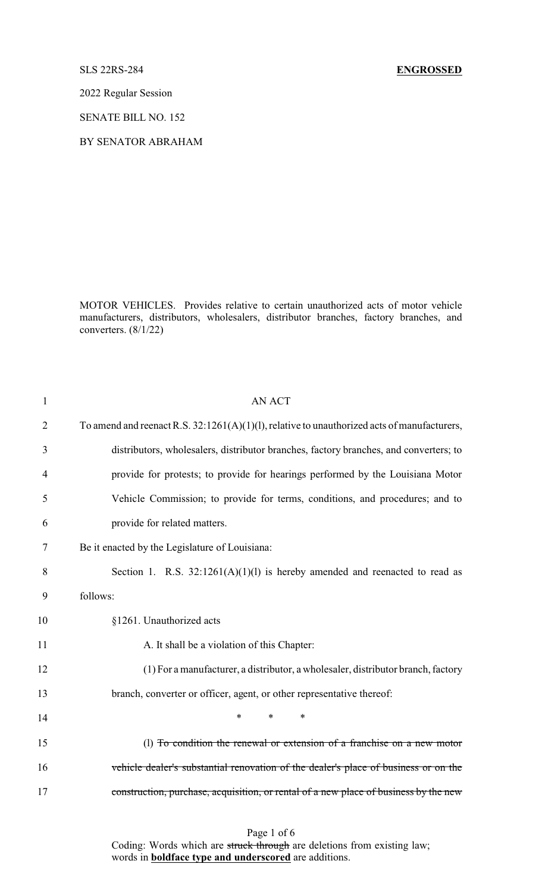SLS 22RS-284 **ENGROSSED**

2022 Regular Session

SENATE BILL NO. 152

BY SENATOR ABRAHAM

MOTOR VEHICLES. Provides relative to certain unauthorized acts of motor vehicle manufacturers, distributors, wholesalers, distributor branches, factory branches, and converters. (8/1/22)

1 AN ACT

2 To amend and reenact R.S. 32:1261(A)(1)(l), relative to unauthorized acts of manufacturers,

3 distributors, wholesalers, distributor branches, factory branches, and converters; to

4 provide for protests; to provide for hearings performed by the Louisiana Motor

5 Vehicle Commission; to provide for terms, conditions, and procedures; and to

6 provide for related matters.

7 Be it enacted by the Legislature of Louisiana:

8 Section 1. R.S. 32:1261(A)(1)(l) is hereby amended and reenacted to read as

9 follows:

10 §1261. Unauthorized acts

11 A. It shall be a violation of this Chapter:

12 (1) For a manufacturer, a distributor, a wholesaler, distributor branch, factory

13 branch, converter or officer, agent, or other representative thereof:

14 \* \* \*

15 (l) ~~To condition the renewal or extension of a franchise on a new motor~~

16 ~~vehicle dealer's substantial renovation of the dealer's place of business or on the~~

17 ~~construction, purchase, acquisition, or rental of a new place of business by the new~~

Coding: Words which are ~~struck through~~ are deletions from existing law; words in **boldface type and underscored** are additions.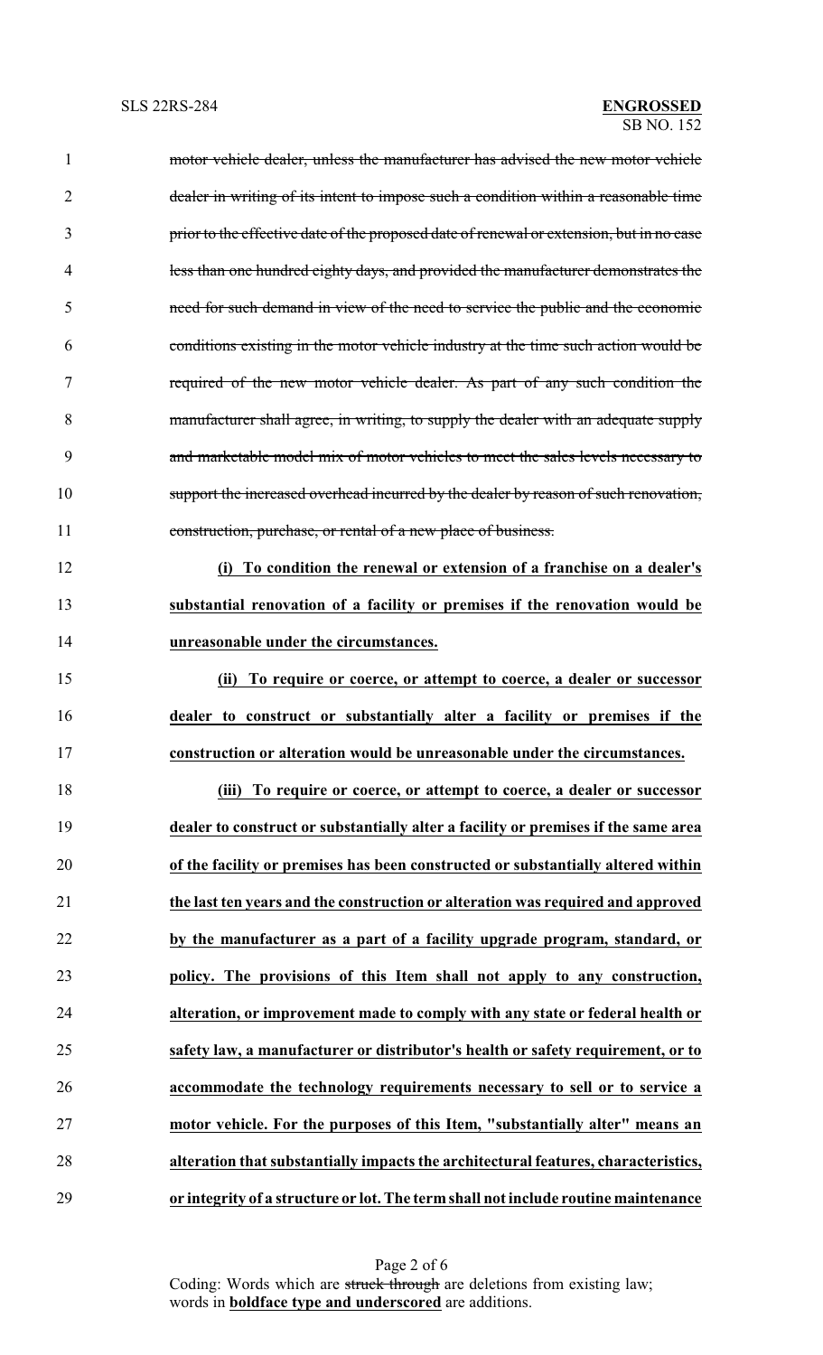~~motor vehicle dealer, unless the manufacturer has advised the new motor vehicle dealer in writing of its intent to impose such a condition within a reasonable time prior to the effective date of the proposed date of renewal or extension, but in no case less than one hundred eighty days, and provided the manufacturer demonstrates the need for such demand in view of the need to service the public and the economic conditions existing in the motor vehicle industry at the time such action would be required of the new motor vehicle dealer. As part of any such condition the manufacturer shall agree, in writing, to supply the dealer with an adequate supply and marketable model mix of motor vehicles to meet the sales levels necessary to support the increased overhead incurred by the dealer by reason of such renovation, construction, purchase, or rental of a new place of business.~~

<u>**(i) To condition the renewal or extension of a franchise on a dealer's substantial renovation of a facility or premises if the renovation would be unreasonable under the circumstances.**</u>

<u>**(ii) To require or coerce, or attempt to coerce, a dealer or successor dealer to construct or substantially alter a facility or premises if the construction or alteration would be unreasonable under the circumstances.**</u>

<u>**(iii) To require or coerce, or attempt to coerce, a dealer or successor dealer to construct or substantially alter a facility or premises if the same area of the facility or premises has been constructed or substantially altered within the last ten years and the construction or alteration was required and approved by the manufacturer as a part of a facility upgrade program, standard, or policy. The provisions of this Item shall not apply to any construction, alteration, or improvement made to comply with any state or federal health or safety law, a manufacturer or distributor's health or safety requirement, or to accommodate the technology requirements necessary to sell or to service a motor vehicle. For the purposes of this Item, "substantially alter" means an alteration that substantially impacts the architectural features, characteristics, or integrity of a structure or lot. The term shall not include routine maintenance**</u>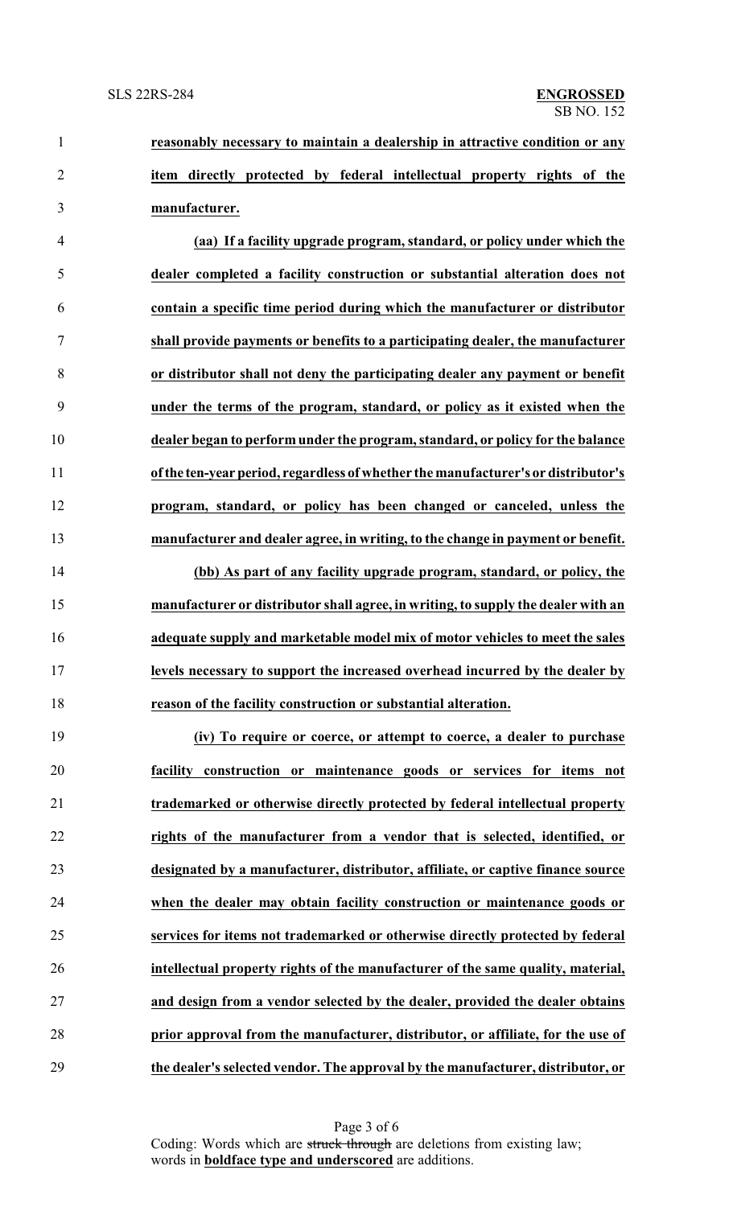**reasonably necessary to maintain a dealership in attractive condition or any item directly protected by federal intellectual property rights of the manufacturer.**

**(aa) If a facility upgrade program, standard, or policy under which the dealer completed a facility construction or substantial alteration does not contain a specific time period during which the manufacturer or distributor shall provide payments or benefits to a participating dealer, the manufacturer or distributor shall not deny the participating dealer any payment or benefit under the terms of the program, standard, or policy as it existed when the dealer began to perform under the program, standard, or policy for the balance of the ten-year period, regardless of whether the manufacturer's or distributor's program, standard, or policy has been changed or canceled, unless the manufacturer and dealer agree, in writing, to the change in payment or benefit.**

**(bb) As part of any facility upgrade program, standard, or policy, the manufacturer or distributor shall agree, in writing, to supply the dealer with an adequate supply and marketable model mix of motor vehicles to meet the sales levels necessary to support the increased overhead incurred by the dealer by reason of the facility construction or substantial alteration.**

**(iv) To require or coerce, or attempt to coerce, a dealer to purchase facility construction or maintenance goods or services for items not trademarked or otherwise directly protected by federal intellectual property rights of the manufacturer from a vendor that is selected, identified, or designated by a manufacturer, distributor, affiliate, or captive finance source when the dealer may obtain facility construction or maintenance goods or services for items not trademarked or otherwise directly protected by federal intellectual property rights of the manufacturer of the same quality, material, and design from a vendor selected by the dealer, provided the dealer obtains prior approval from the manufacturer, distributor, or affiliate, for the use of the dealer's selected vendor. The approval by the manufacturer, distributor, or**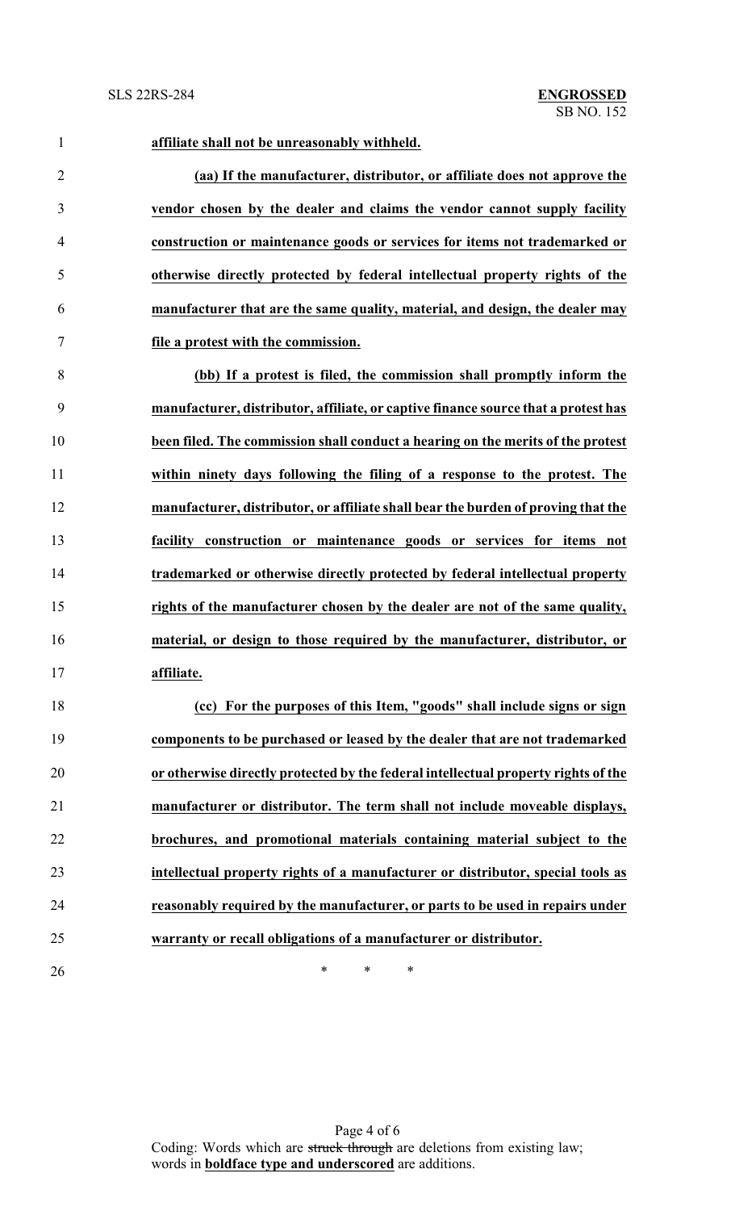**affiliate shall not be unreasonably withheld.**

**(aa) If the manufacturer, distributor, or affiliate does not approve the vendor chosen by the dealer and claims the vendor cannot supply facility construction or maintenance goods or services for items not trademarked or otherwise directly protected by federal intellectual property rights of the manufacturer that are the same quality, material, and design, the dealer may file a protest with the commission.**

**(bb) If a protest is filed, the commission shall promptly inform the manufacturer, distributor, affiliate, or captive finance source that a protest has been filed. The commission shall conduct a hearing on the merits of the protest within ninety days following the filing of a response to the protest. The manufacturer, distributor, or affiliate shall bear the burden of proving that the facility construction or maintenance goods or services for items not trademarked or otherwise directly protected by federal intellectual property rights of the manufacturer chosen by the dealer are not of the same quality, material, or design to those required by the manufacturer, distributor, or affiliate.**

**(cc) For the purposes of this Item, "goods" shall include signs or sign components to be purchased or leased by the dealer that are not trademarked or otherwise directly protected by the federal intellectual property rights of the manufacturer or distributor. The term shall not include moveable displays, brochures, and promotional materials containing material subject to the intellectual property rights of a manufacturer or distributor, special tools as reasonably required by the manufacturer, or parts to be used in repairs under warranty or recall obligations of a manufacturer or distributor.**

\* \* \*

Coding: Words which are ~~struck through~~ are deletions from existing law; words in **boldface type and underscored** are additions.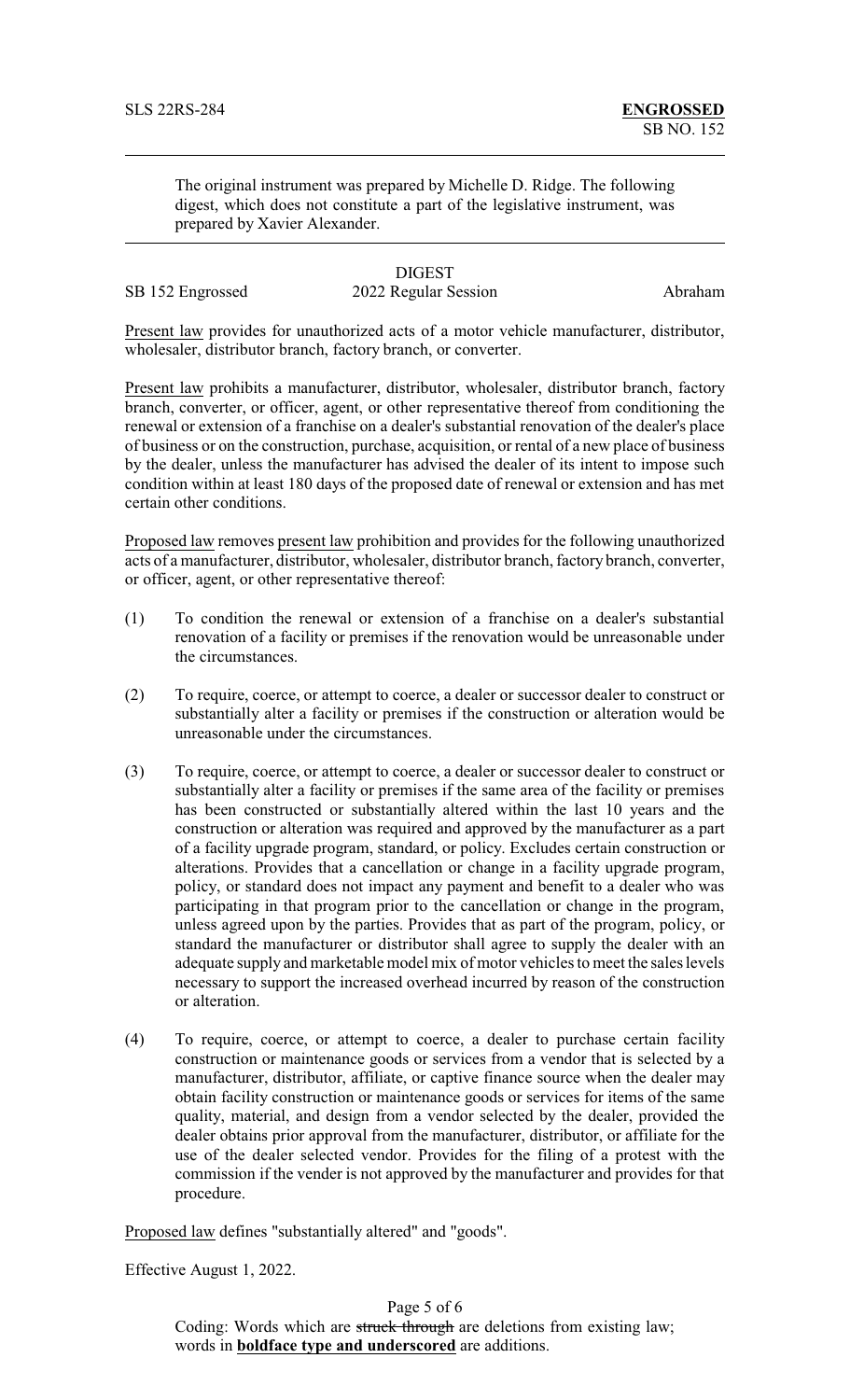The original instrument was prepared by Michelle D. Ridge. The following digest, which does not constitute a part of the legislative instrument, was prepared by Xavier Alexander.

DIGEST

SB 152 Engrossed — 2022 Regular Session — Abraham

Present law provides for unauthorized acts of a motor vehicle manufacturer, distributor, wholesaler, distributor branch, factory branch, or converter.

Present law prohibits a manufacturer, distributor, wholesaler, distributor branch, factory branch, converter, or officer, agent, or other representative thereof from conditioning the renewal or extension of a franchise on a dealer's substantial renovation of the dealer's place of business or on the construction, purchase, acquisition, or rental of a new place of business by the dealer, unless the manufacturer has advised the dealer of its intent to impose such condition within at least 180 days of the proposed date of renewal or extension and has met certain other conditions.

Proposed law removes present law prohibition and provides for the following unauthorized acts of a manufacturer, distributor, wholesaler, distributor branch, factory branch, converter, or officer, agent, or other representative thereof:

(1) To condition the renewal or extension of a franchise on a dealer's substantial renovation of a facility or premises if the renovation would be unreasonable under the circumstances.

(2) To require, coerce, or attempt to coerce, a dealer or successor dealer to construct or substantially alter a facility or premises if the construction or alteration would be unreasonable under the circumstances.

(3) To require, coerce, or attempt to coerce, a dealer or successor dealer to construct or substantially alter a facility or premises if the same area of the facility or premises has been constructed or substantially altered within the last 10 years and the construction or alteration was required and approved by the manufacturer as a part of a facility upgrade program, standard, or policy. Excludes certain construction or alterations. Provides that a cancellation or change in a facility upgrade program, policy, or standard does not impact any payment and benefit to a dealer who was participating in that program prior to the cancellation or change in the program, unless agreed upon by the parties. Provides that as part of the program, policy, or standard the manufacturer or distributor shall agree to supply the dealer with an adequate supply and marketable model mix of motor vehicles to meet the sales levels necessary to support the increased overhead incurred by reason of the construction or alteration.

(4) To require, coerce, or attempt to coerce, a dealer to purchase certain facility construction or maintenance goods or services from a vendor that is selected by a manufacturer, distributor, affiliate, or captive finance source when the dealer may obtain facility construction or maintenance goods or services for items of the same quality, material, and design from a vendor selected by the dealer, provided the dealer obtains prior approval from the manufacturer, distributor, or affiliate for the use of the dealer selected vendor. Provides for the filing of a protest with the commission if the vender is not approved by the manufacturer and provides for that procedure.

Proposed law defines "substantially altered" and "goods".

Effective August 1, 2022.

Coding: Words which are ~~struck through~~ are deletions from existing law; words in **boldface type and underscored** are additions.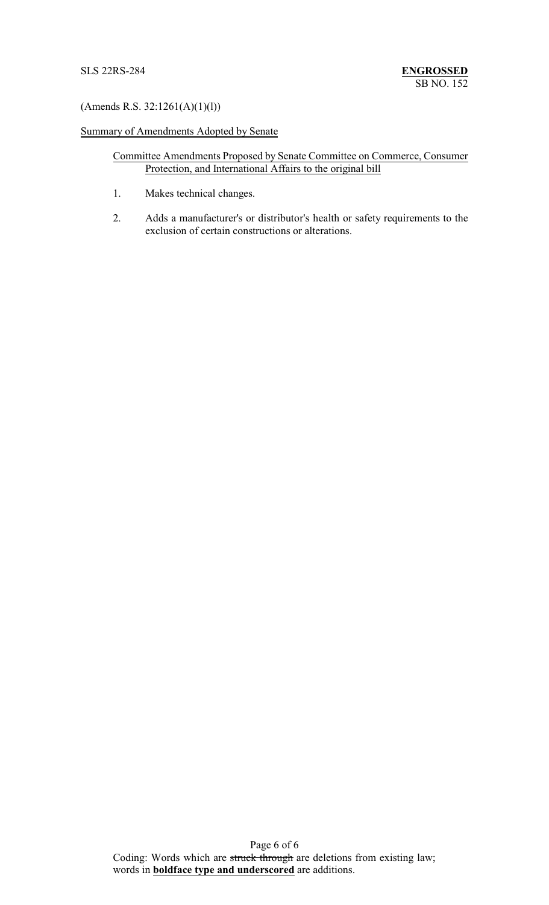(Amends R.S. 32:1261(A)(1)(l))

Summary of Amendments Adopted by Senate

Committee Amendments Proposed by Senate Committee on Commerce, Consumer Protection, and International Affairs to the original bill

1. Makes technical changes.

2. Adds a manufacturer's or distributor's health or safety requirements to the exclusion of certain constructions or alterations.

Coding: Words which are ~~struck through~~ are deletions from existing law; words in **boldface type and underscored** are additions.